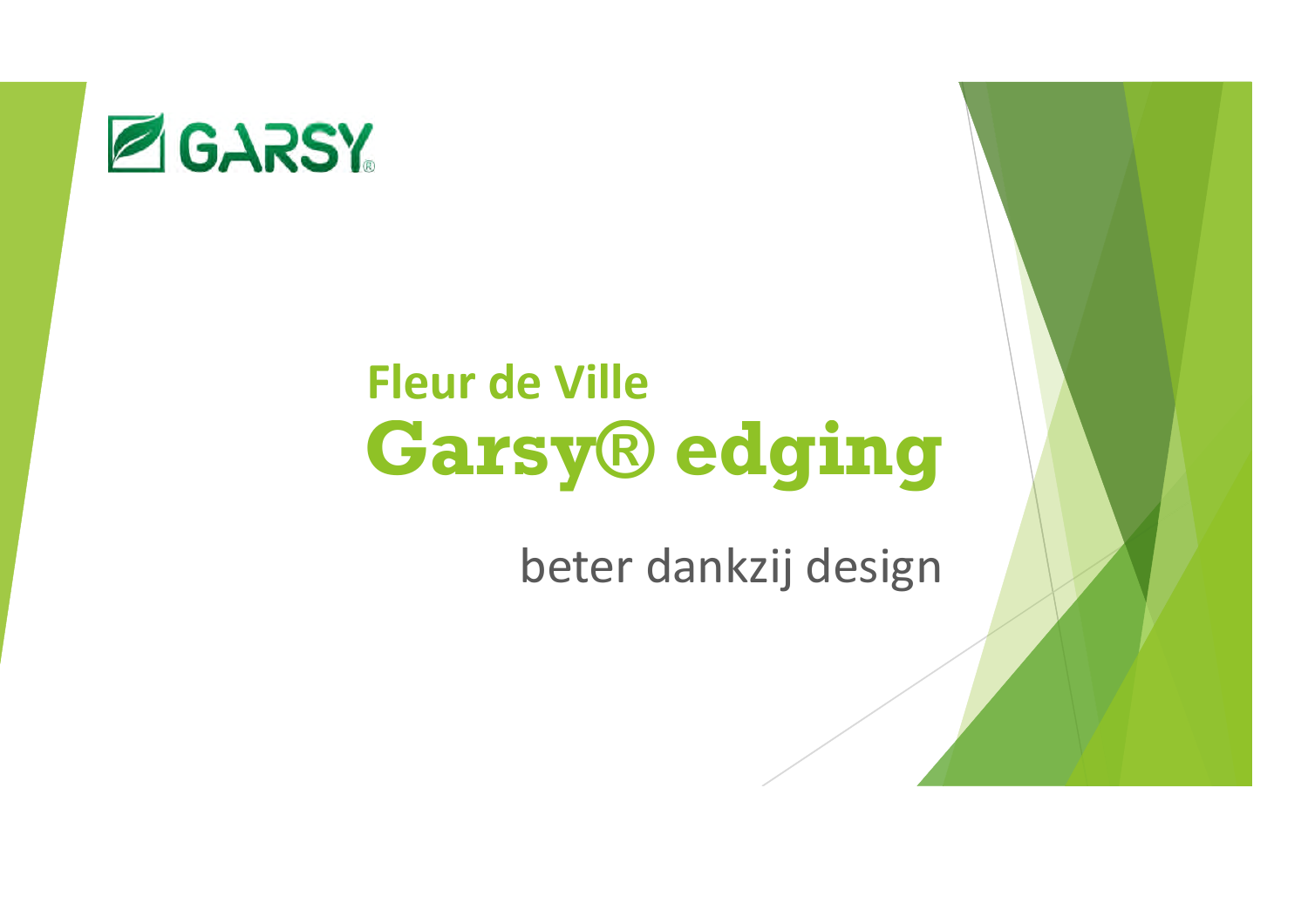GARSY®

# Fleur de Ville
# Garsy® edging

beter dankzij design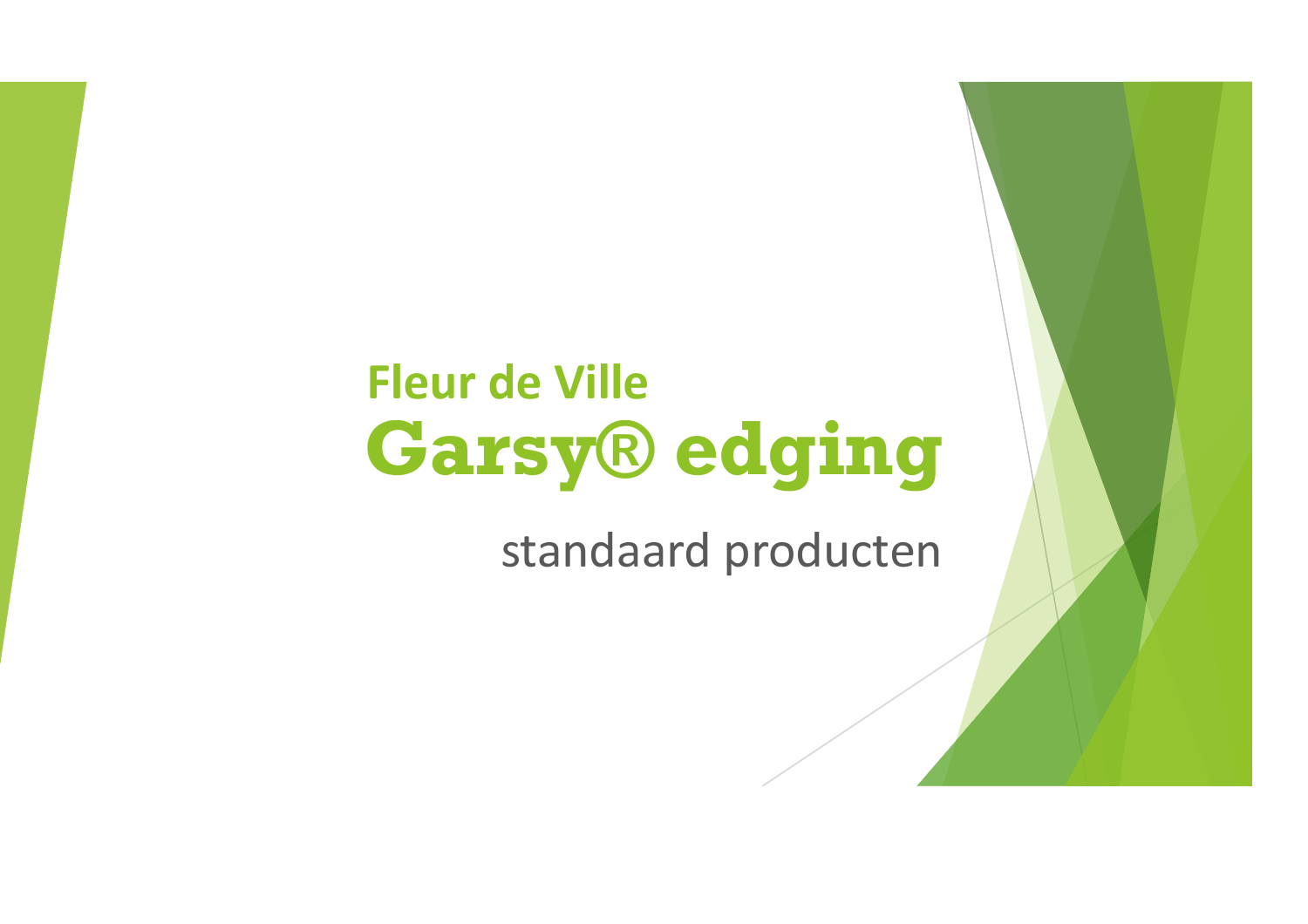**Fleur de Ville**

# Garsy® edging

standaard producten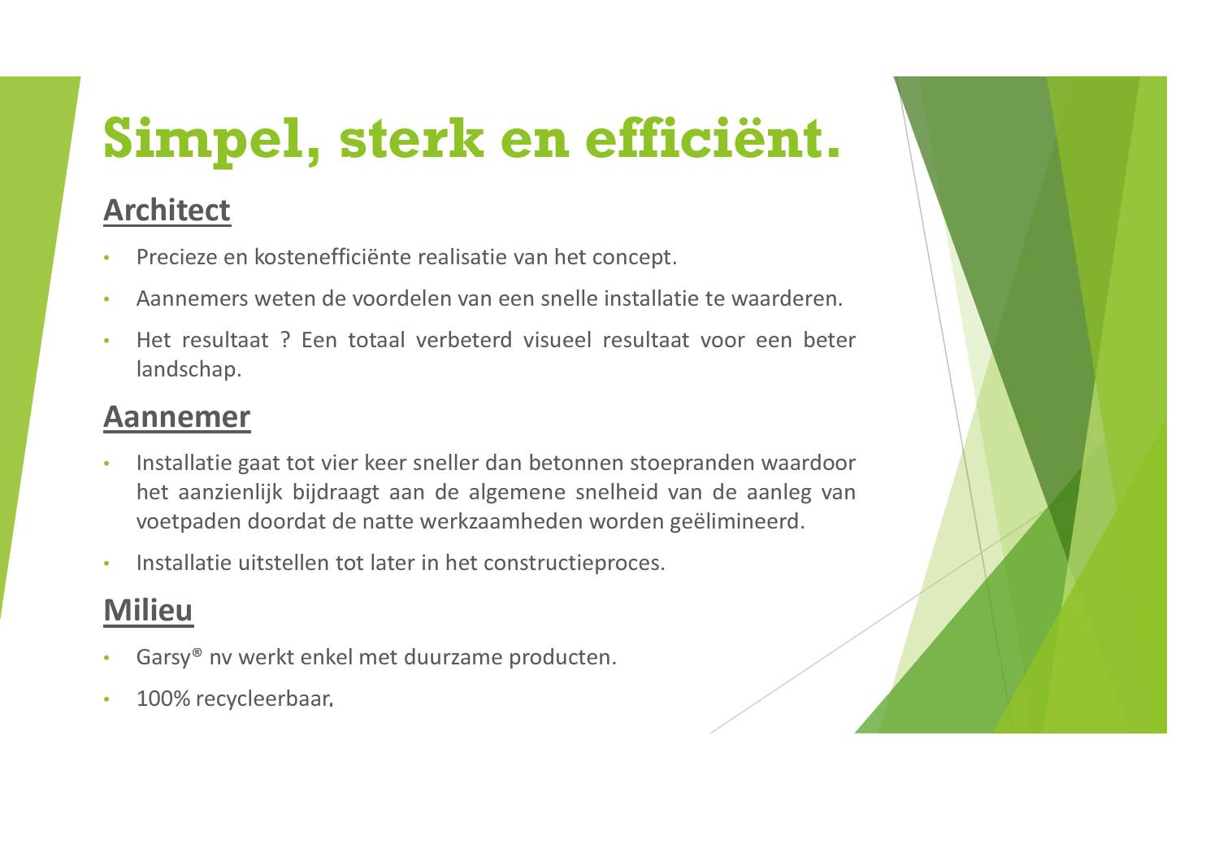# Simpel, sterk en efficiënt.

## Architect

- Precieze en kostenefficiënte realisatie van het concept.
- Aannemers weten de voordelen van een snelle installatie te waarderen.
- Het resultaat ? Een totaal verbeterd visueel resultaat voor een beter landschap.

## Aannemer

- Installatie gaat tot vier keer sneller dan betonnen stoepranden waardoor het aanzienlijk bijdraagt aan de algemene snelheid van de aanleg van voetpaden doordat de natte werkzaamheden worden geëlimineerd.
- Installatie uitstellen tot later in het constructieproces.

## Milieu

- Garsy® nv werkt enkel met duurzame producten.
- 100% recycleerbaar.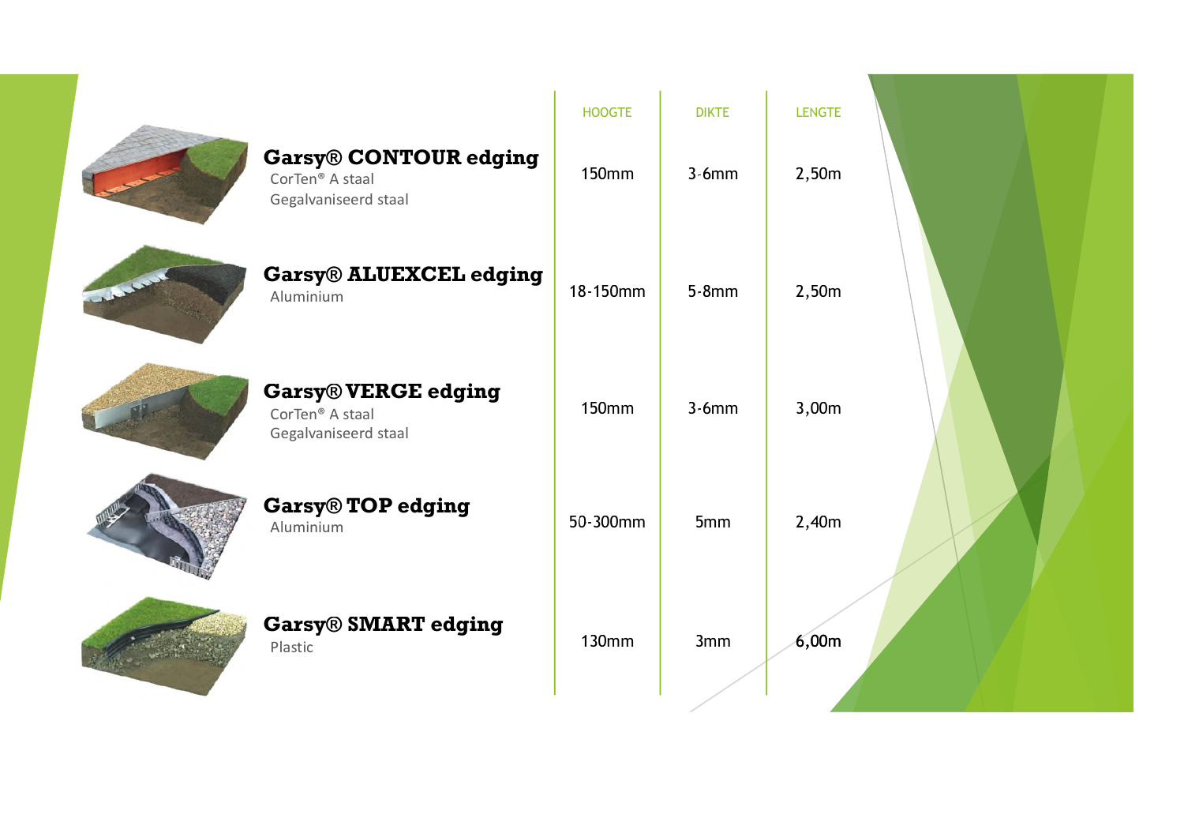| | HOOGTE | DIKTE | LENGTE |
|---|---|---|---|
| **Garsy® CONTOUR edging**<br>CorTen® A staal<br>Gegalvaniseerd staal | 150mm | 3-6mm | 2,50m |
| **Garsy® ALUEXCEL edging**<br>Aluminium | 18-150mm | 5-8mm | 2,50m |
| **Garsy® VERGE edging**<br>CorTen® A staal<br>Gegalvaniseerd staal | 150mm | 3-6mm | 3,00m |
| **Garsy® TOP edging**<br>Aluminium | 50-300mm | 5mm | 2,40m |
| **Garsy® SMART edging**<br>Plastic | 130mm | 3mm | 6,00m |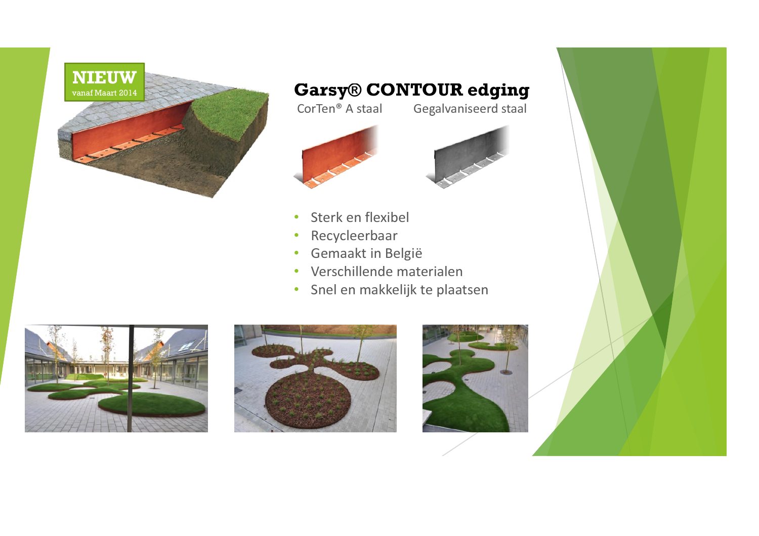**NIEUW**
vanaf Maart 2014

# Garsy® CONTOUR edging

CorTen® A staal    Gegalvaniseerd staal

- Sterk en flexibel
- Recycleerbaar
- Gemaakt in België
- Verschillende materialen
- Snel en makkelijk te plaatsen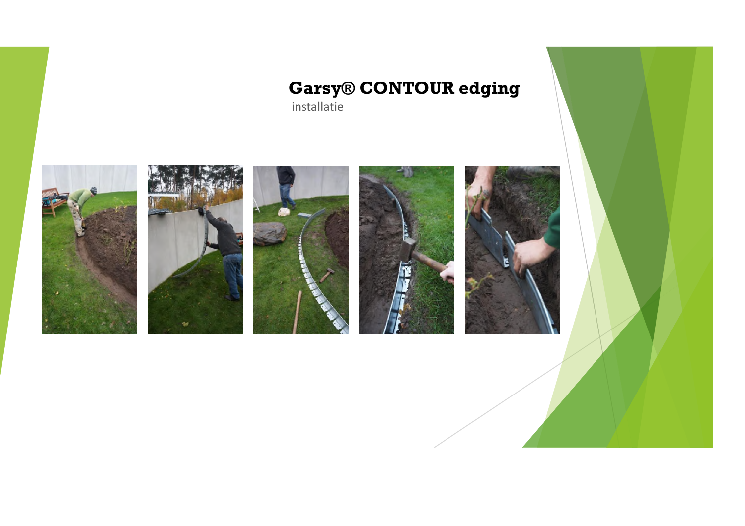# Garsy® CONTOUR edging

installatie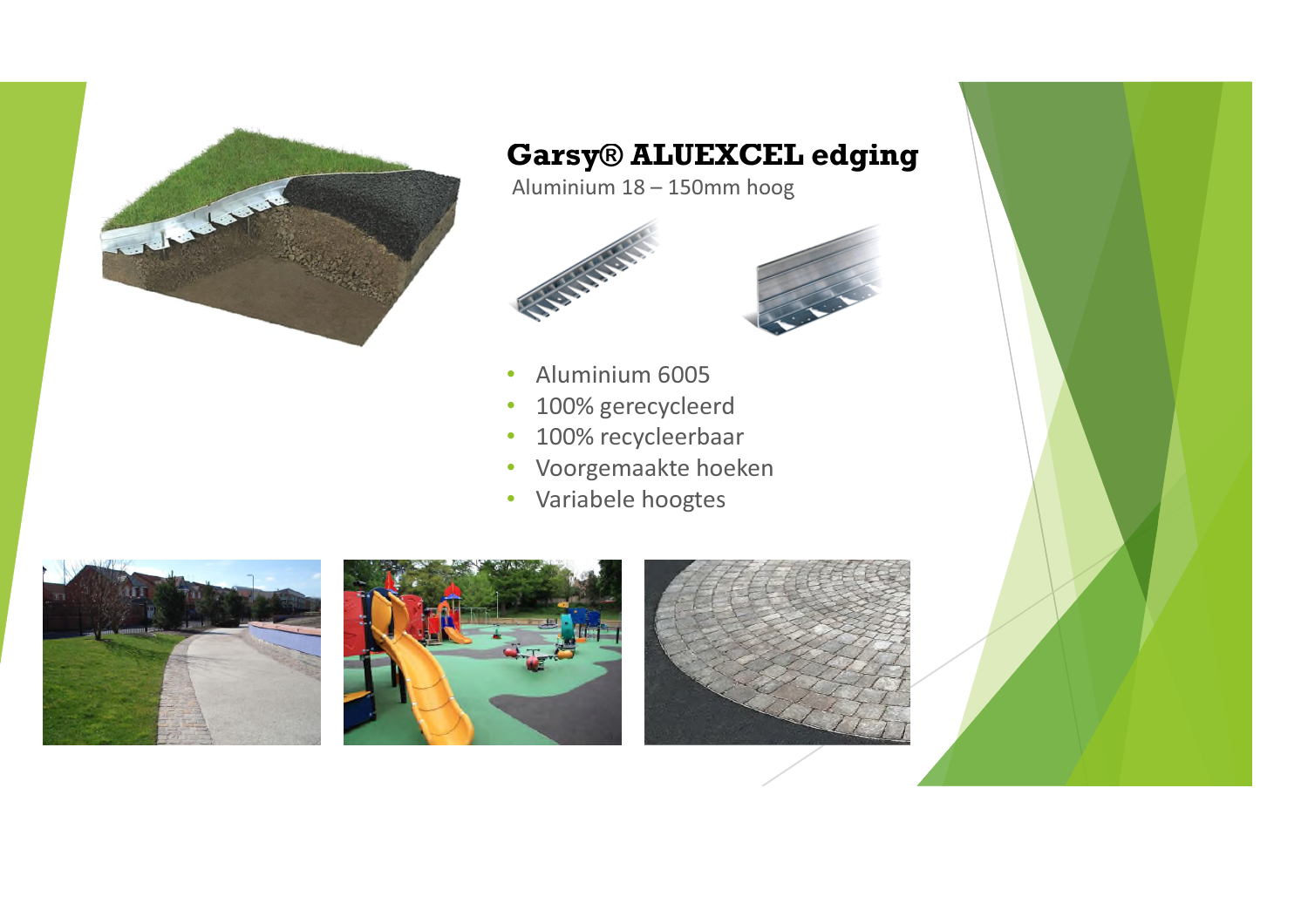# Garsy® ALUEXCEL edging

Aluminium 18 – 150mm hoog

- Aluminium 6005
- 100% gerecycleerd
- 100% recycleerbaar
- Voorgemaakte hoeken
- Variabele hooghtes

# Garsy® ALUEXCEL edging

Aluminium 18 – 150mm hoog

- Aluminium 6005
- 100% gerecycleerd
- 100% recycleerbaar
- Voorgemaakte hoeken
- Variabele hoogtes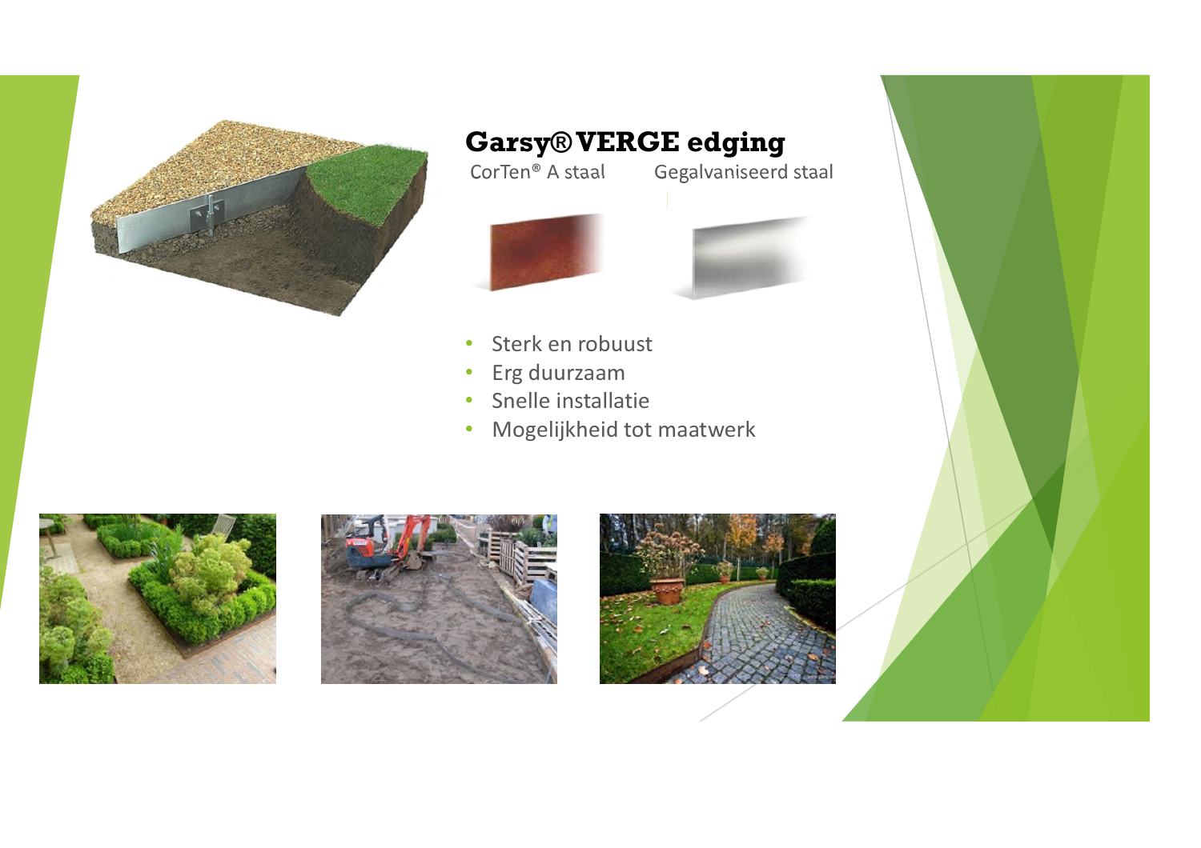# Garsy® VERGE edging

CorTen® A staal | Gegalvaniseerd staal

- Sterk en robuust
- Erg duurzaam
- Snelle installatie
- Mogelijkheid tot maatwerk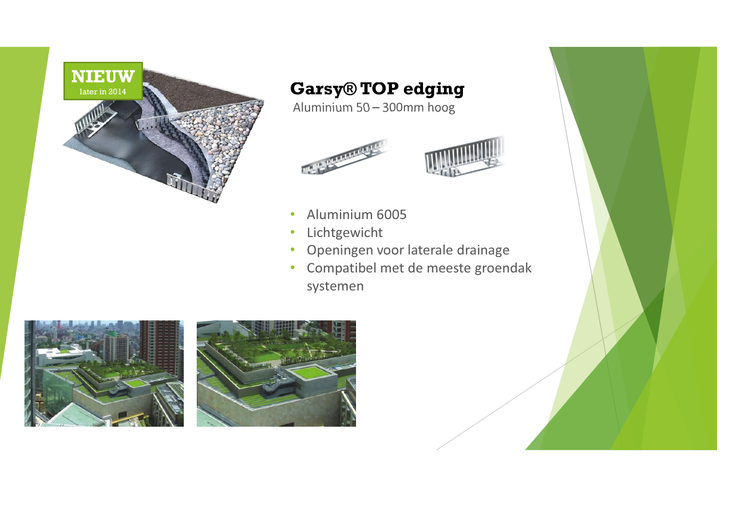NIEUW

later in 2014

## Garsy® TOP edging

Aluminium 50 – 300mm hoog

- Aluminium 6005
- Lichtgewicht
- Openingen voor laterale drainage
- Compatibel met de meeste groendak systemen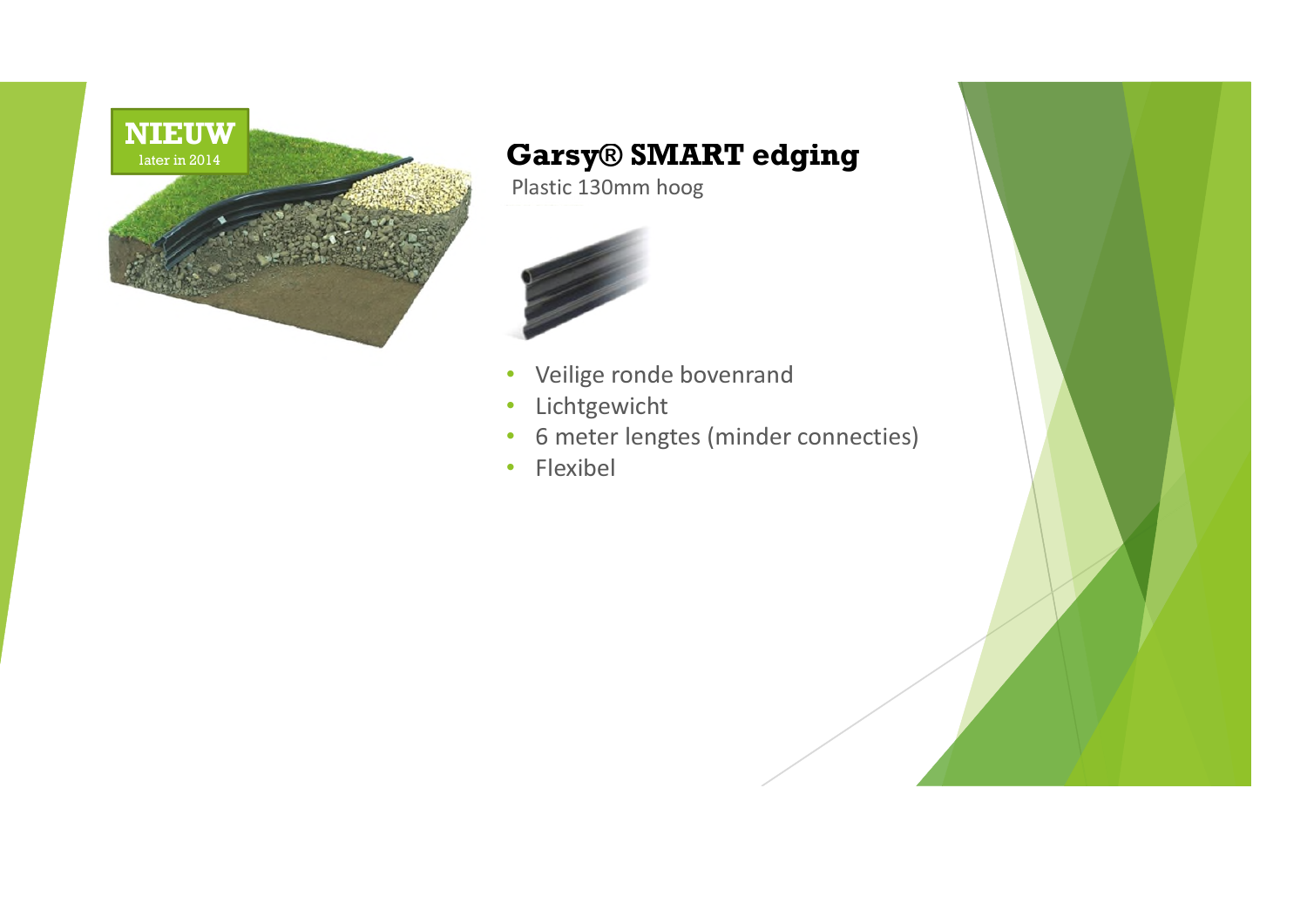NIEUW

later in 2014

## Garsy® SMART edging

Plastic 130mm hoog

- Veilige ronde bovenrand
- Lichtgewicht
- 6 meter lengtes (minder connecties)
- Flexibel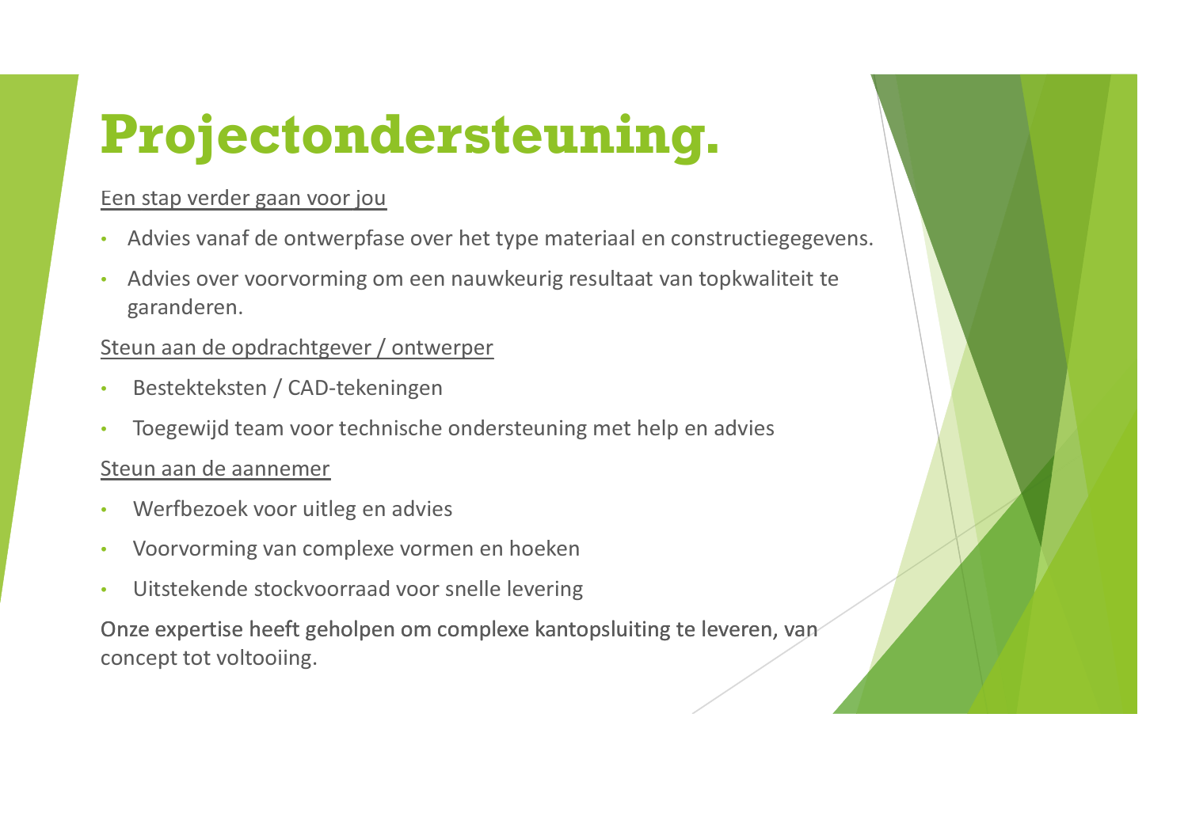# Projectondersteuning.

Een stap verder gaan voor jou

- Advies vanaf de ontwerpfase over het type materiaal en constructiegegevens.
- Advies over voorvorming om een nauwkeurig resultaat van topkwaliteit te garanderen.

Steun aan de opdrachtgever / ontwerper

- Bestekteksten / CAD-tekeningen
- Toegewijd team voor technische ondersteuning met help en advies

Steun aan de aannemer

- Werfbezoek voor uitleg en advies
- Voorvorming van complexe vormen en hoeken
- Uitstekende stockvoorraad voor snelle levering

Onze expertise heeft geholpen om complexe kantopsluiting te leveren, van concept tot voltooiing.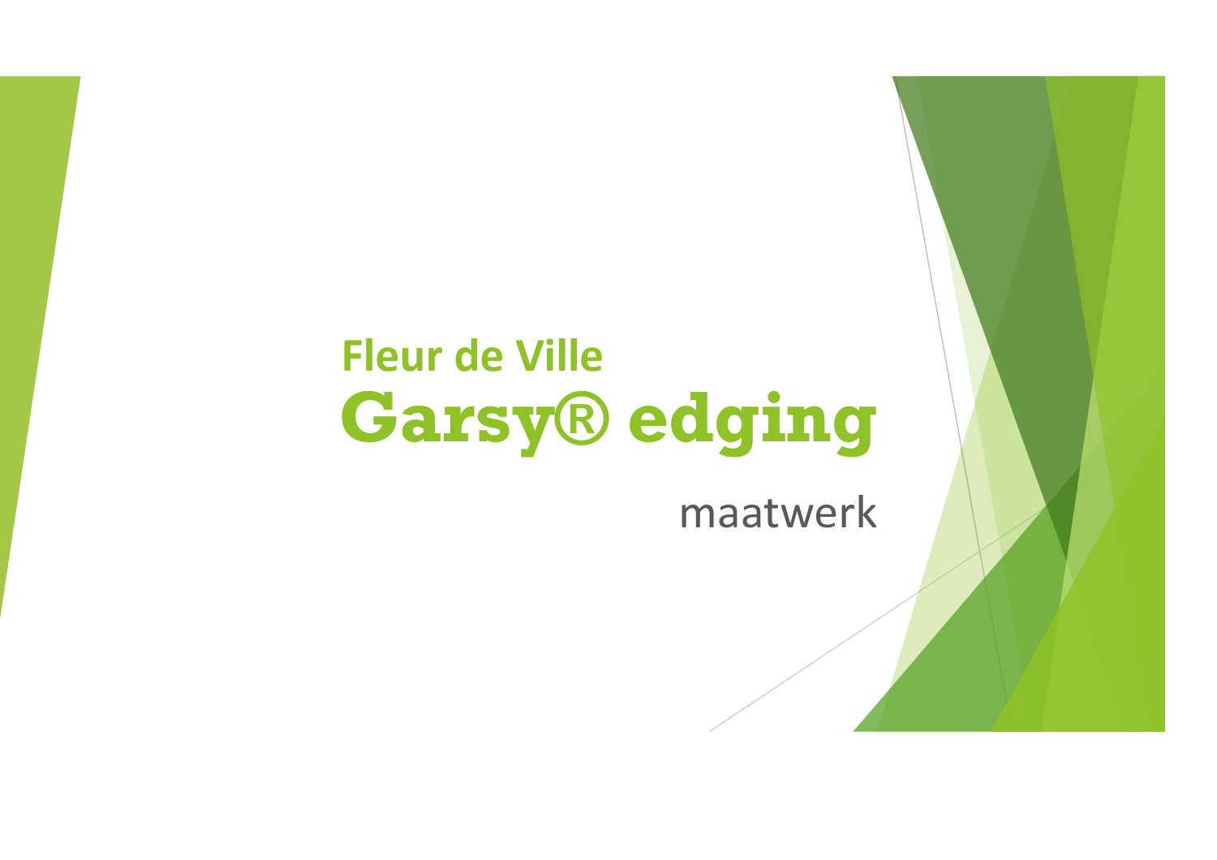## Fleur de Ville

# Garsy® edging

maatwerk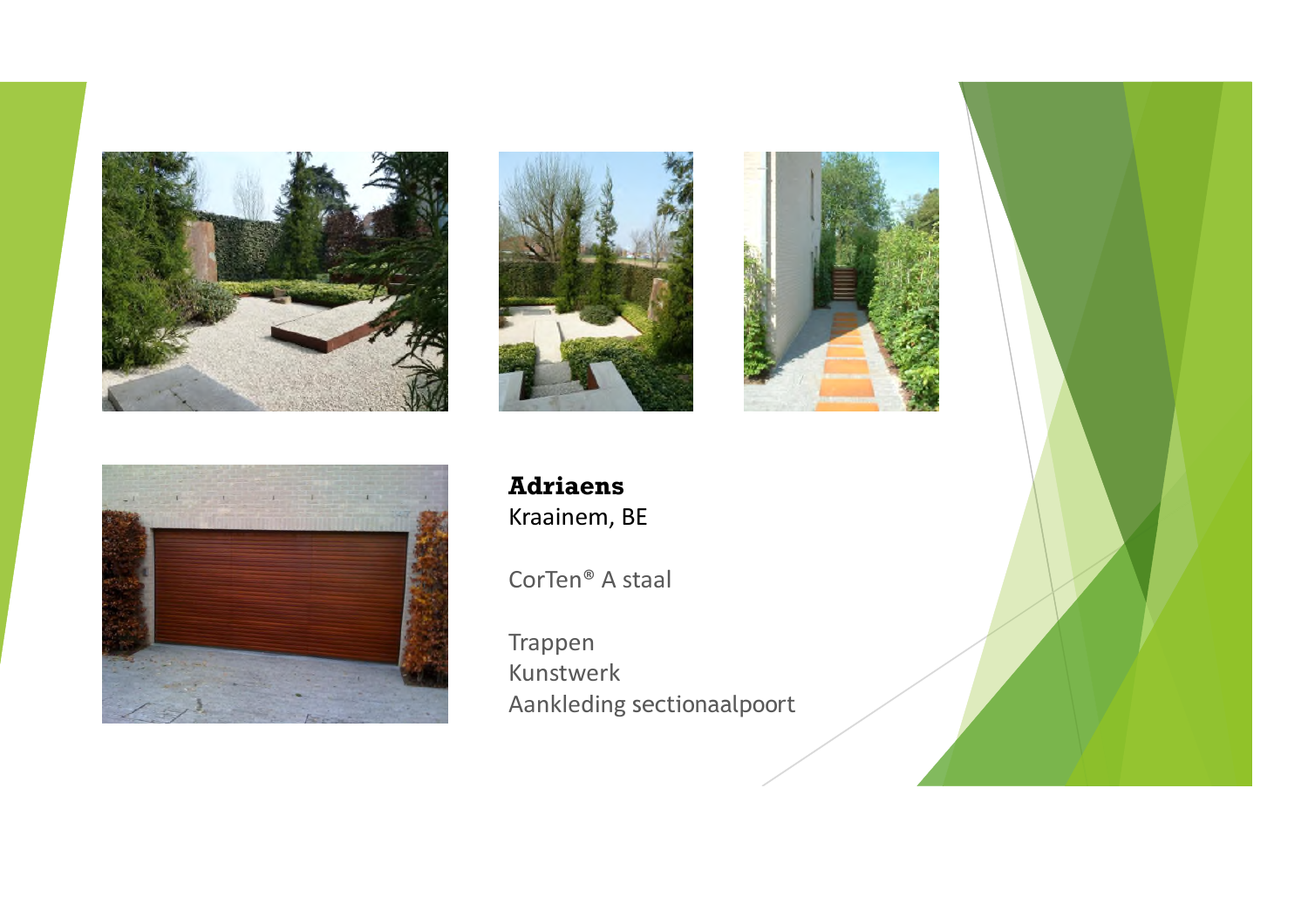**Adriaens**
Kraainem, BE

CorTen® A staal

Trappen
Kunstwerk
Aankleding sectionaalpoort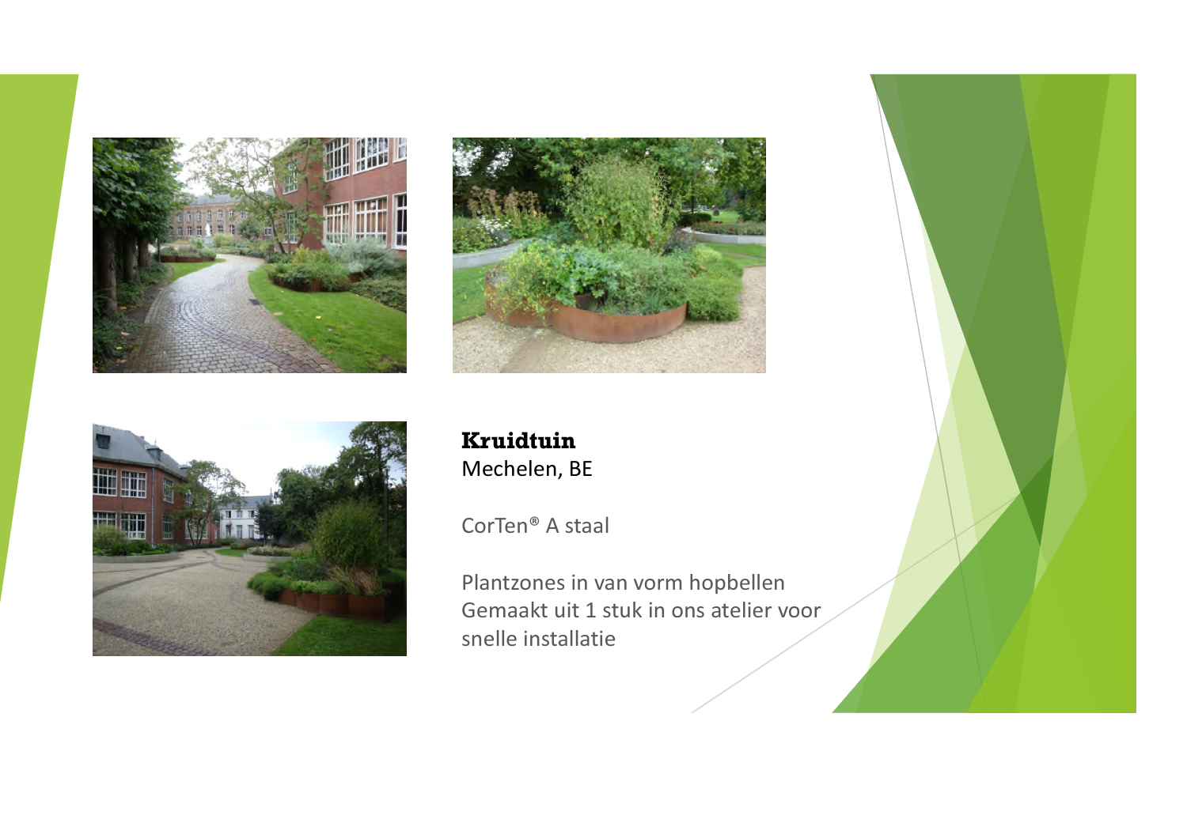**Kruidtuin**
Mechelen, BE

CorTen® A staal

Plantzones in van vorm hopbellen
Gemaakt uit 1 stuk in ons atelier voor snelle installatie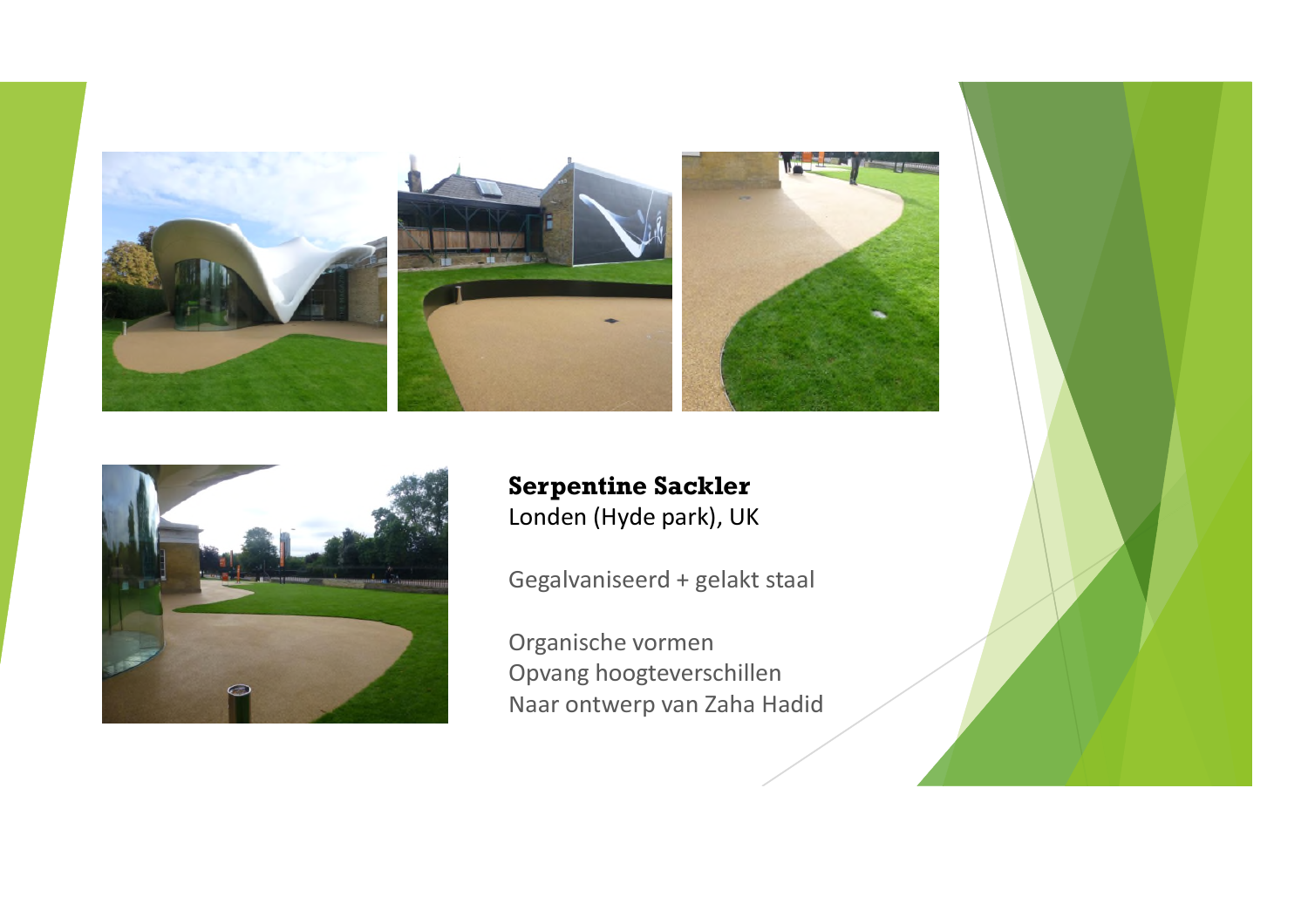**Serpentine Sackler**
Londen (Hyde park), UK

Gegalvaniseerd + gelakt staal

Organische vormen
Opvang hoogteverschillen
Naar ontwerp van Zaha Hadid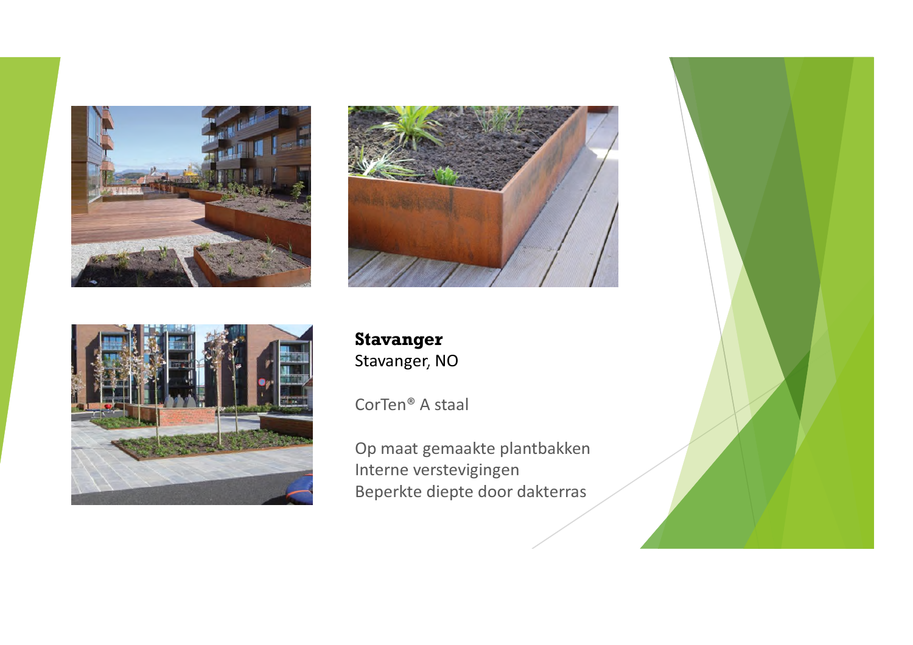**Stavanger**
Stavanger, NO

CorTen® A staal

Op maat gemaakte plantbakken
Interne verstevigingen
Beperkte diepte door dakterras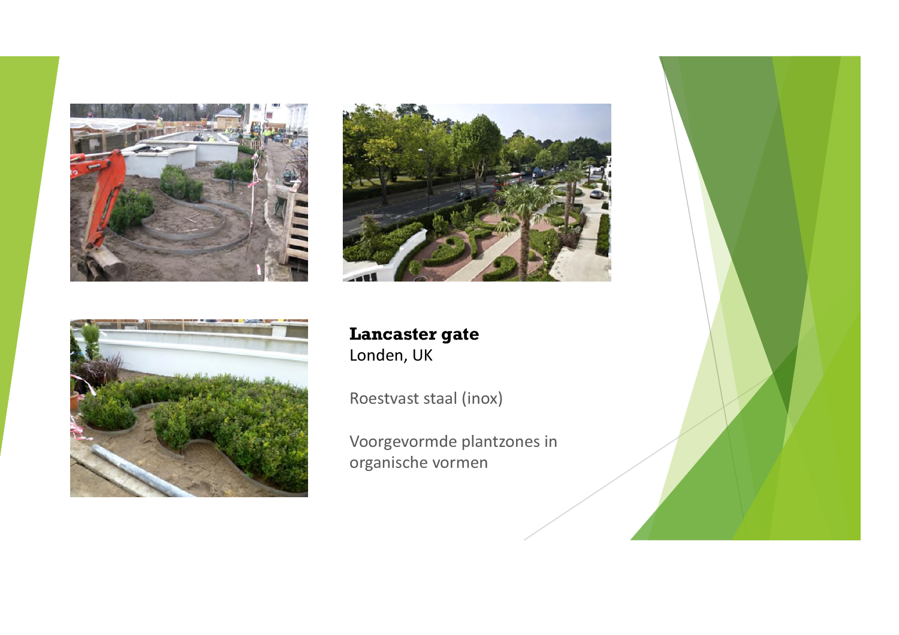**Lancaster gate**
Londen, UK

Roestvast staal (inox)

Voorgevormde plantzones in organische vormen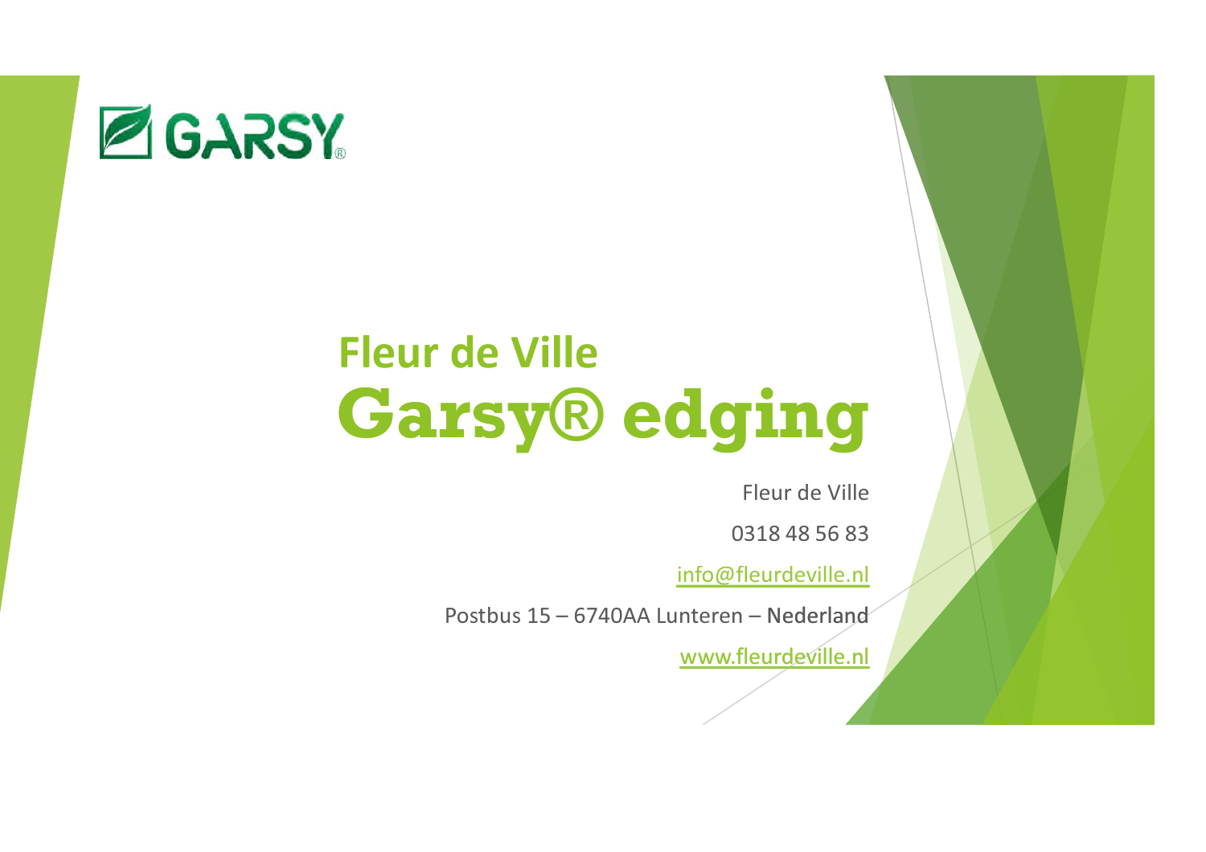GARSY®

# Fleur de Ville
# Garsy® edging

Fleur de Ville

0318 48 56 83

info@fleurdeville.nl

Postbus 15 – 6740AA Lunteren – Nederland

www.fleurdeville.nl